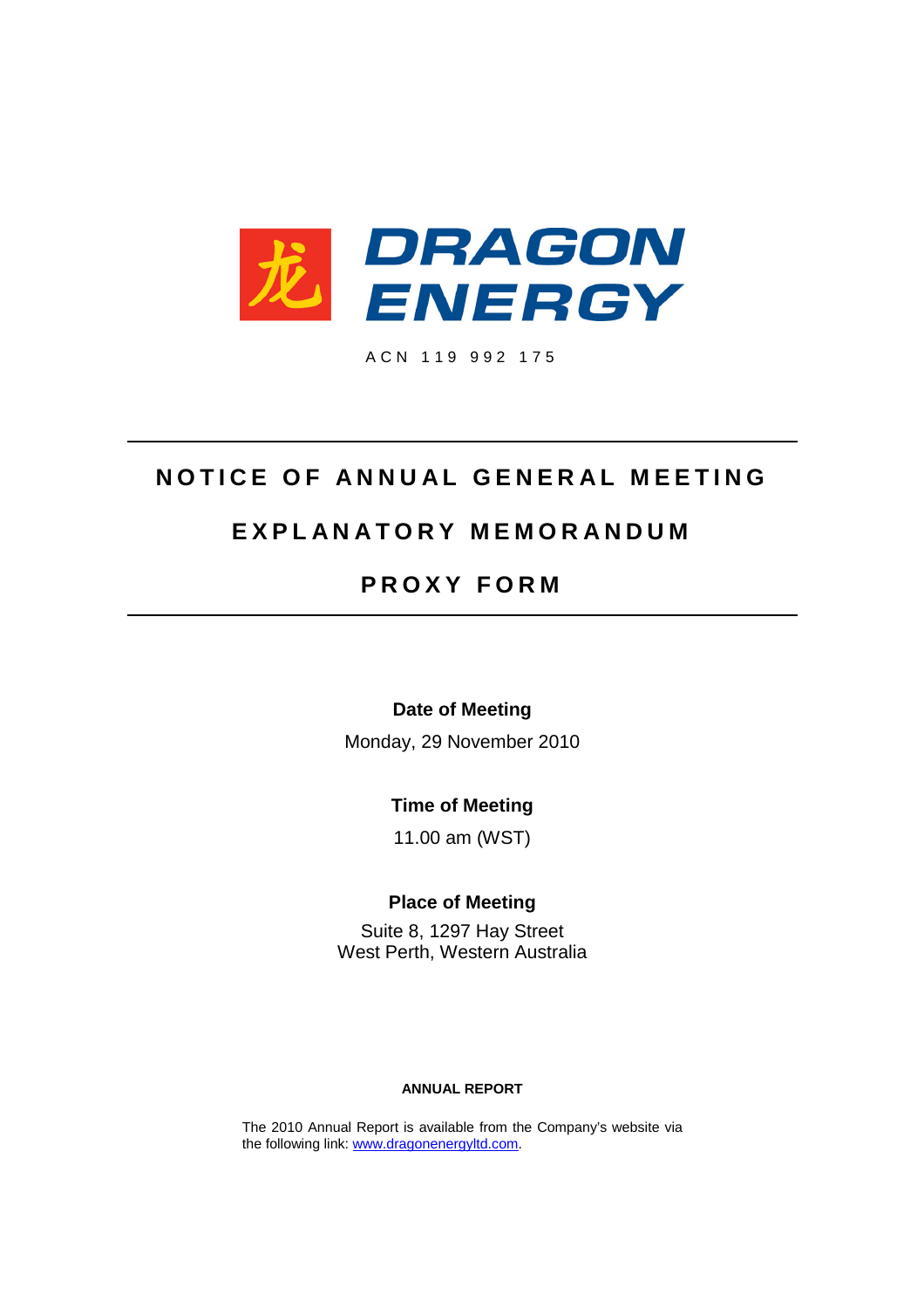# DRAGON ENERGY

ACN 119 992 175

---

## NOTICE OF ANNUAL GENERAL MEETING

## EXPLANATORY MEMORANDUM

## PROXY FORM

---

**Date of Meeting**

Monday, 29 November 2010

**Time of Meeting**

11.00 am (WST)

**Place of Meeting**

Suite 8, 1297 Hay Street
West Perth, Western Australia

**ANNUAL REPORT**

The 2010 Annual Report is available from the Company's website via the following link: www.dragonenergyltd.com.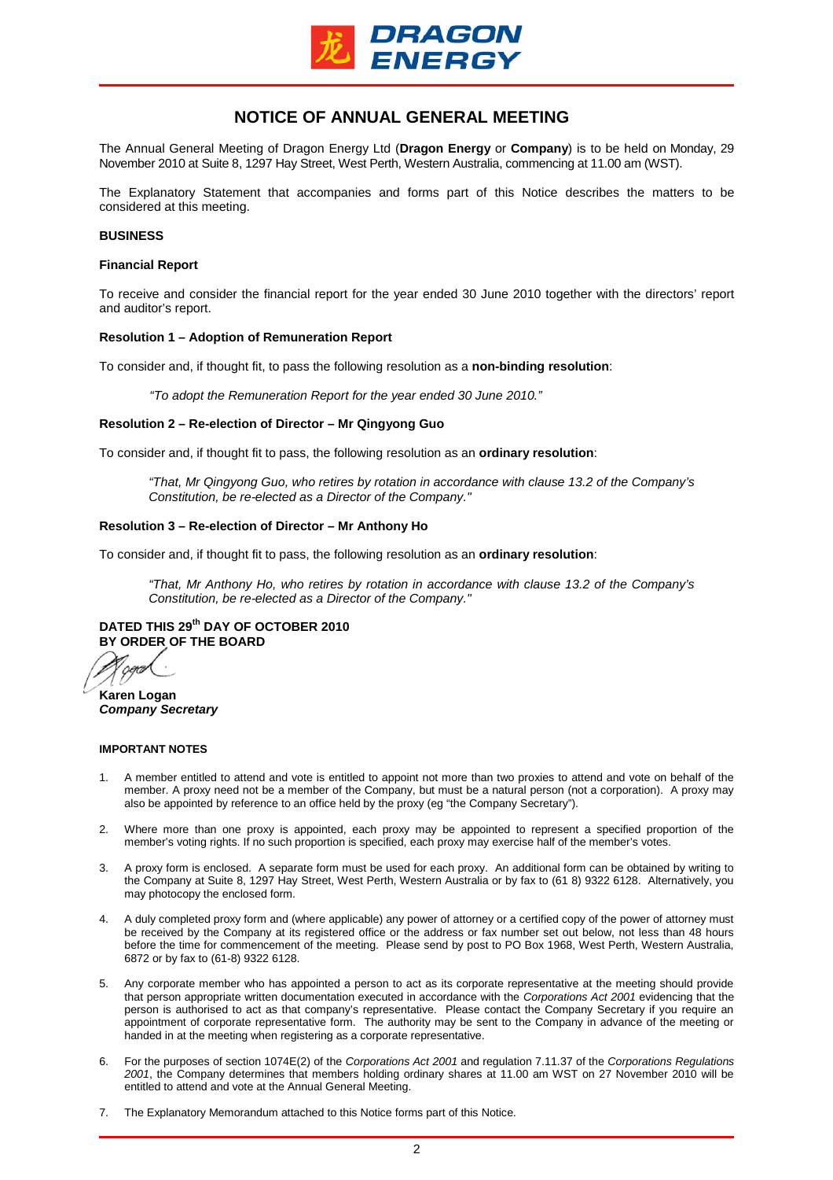# NOTICE OF ANNUAL GENERAL MEETING

The Annual General Meeting of Dragon Energy Ltd (**Dragon Energy** or **Company**) is to be held on Monday, 29 November 2010 at Suite 8, 1297 Hay Street, West Perth, Western Australia, commencing at 11.00 am (WST).

The Explanatory Statement that accompanies and forms part of this Notice describes the matters to be considered at this meeting.

**BUSINESS**

**Financial Report**

To receive and consider the financial report for the year ended 30 June 2010 together with the directors' report and auditor's report.

**Resolution 1 – Adoption of Remuneration Report**

To consider and, if thought fit, to pass the following resolution as a **non-binding resolution**:

> *"To adopt the Remuneration Report for the year ended 30 June 2010."*

**Resolution 2 – Re-election of Director – Mr Qingyong Guo**

To consider and, if thought fit to pass, the following resolution as an **ordinary resolution**:

> *"That, Mr Qingyong Guo, who retires by rotation in accordance with clause 13.2 of the Company's Constitution, be re-elected as a Director of the Company."*

**Resolution 3 – Re-election of Director – Mr Anthony Ho**

To consider and, if thought fit to pass, the following resolution as an **ordinary resolution**:

> *"That, Mr Anthony Ho, who retires by rotation in accordance with clause 13.2 of the Company's Constitution, be re-elected as a Director of the Company."*

**DATED THIS 29th DAY OF OCTOBER 2010**
**BY ORDER OF THE BOARD**

**Karen Logan**
***Company Secretary***

**IMPORTANT NOTES**

1. A member entitled to attend and vote is entitled to appoint not more than two proxies to attend and vote on behalf of the member. A proxy need not be a member of the Company, but must be a natural person (not a corporation). A proxy may also be appointed by reference to an office held by the proxy (eg "the Company Secretary").
2. Where more than one proxy is appointed, each proxy may be appointed to represent a specified proportion of the member's voting rights. If no such proportion is specified, each proxy may exercise half of the member's votes.
3. A proxy form is enclosed. A separate form must be used for each proxy. An additional form can be obtained by writing to the Company at Suite 8, 1297 Hay Street, West Perth, Western Australia or by fax to (61 8) 9322 6128. Alternatively, you may photocopy the enclosed form.
4. A duly completed proxy form and (where applicable) any power of attorney or a certified copy of the power of attorney must be received by the Company at its registered office or the address or fax number set out below, not less than 48 hours before the time for commencement of the meeting. Please send by post to PO Box 1968, West Perth, Western Australia, 6872 or by fax to (61-8) 9322 6128.
5. Any corporate member who has appointed a person to act as its corporate representative at the meeting should provide that person appropriate written documentation executed in accordance with the *Corporations Act 2001* evidencing that the person is authorised to act as that company's representative. Please contact the Company Secretary if you require an appointment of corporate representative form. The authority may be sent to the Company in advance of the meeting or handed in at the meeting when registering as a corporate representative.
6. For the purposes of section 1074E(2) of the *Corporations Act 2001* and regulation 7.11.37 of the *Corporations Regulations 2001*, the Company determines that members holding ordinary shares at 11.00 am WST on 27 November 2010 will be entitled to attend and vote at the Annual General Meeting.
7. The Explanatory Memorandum attached to this Notice forms part of this Notice.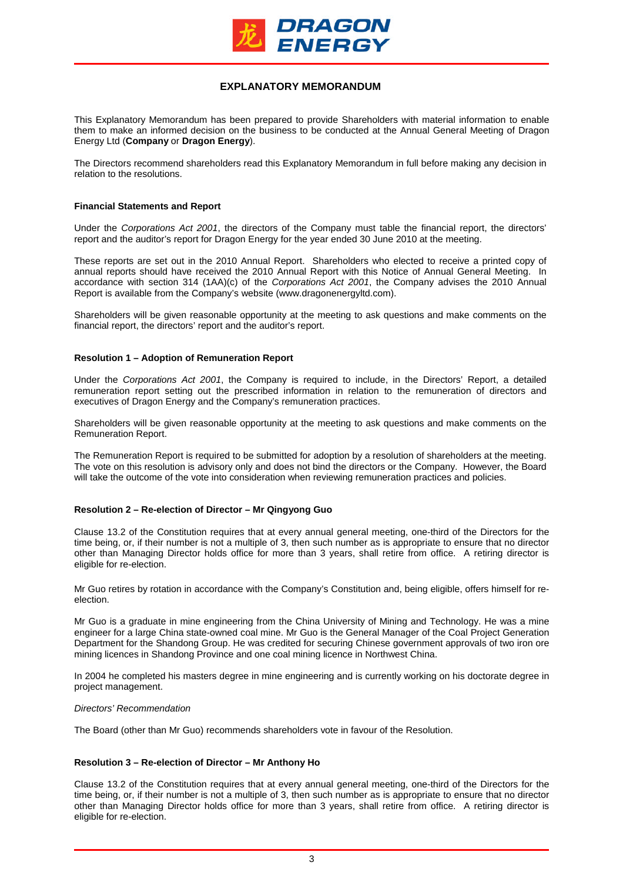# EXPLANATORY MEMORANDUM

This Explanatory Memorandum has been prepared to provide Shareholders with material information to enable them to make an informed decision on the business to be conducted at the Annual General Meeting of Dragon Energy Ltd (**Company** or **Dragon Energy**).

The Directors recommend shareholders read this Explanatory Memorandum in full before making any decision in relation to the resolutions.

### Financial Statements and Report

Under the *Corporations Act 2001*, the directors of the Company must table the financial report, the directors' report and the auditor's report for Dragon Energy for the year ended 30 June 2010 at the meeting.

These reports are set out in the 2010 Annual Report. Shareholders who elected to receive a printed copy of annual reports should have received the 2010 Annual Report with this Notice of Annual General Meeting. In accordance with section 314 (1AA)(c) of the *Corporations Act 2001*, the Company advises the 2010 Annual Report is available from the Company's website (www.dragonenergyltd.com).

Shareholders will be given reasonable opportunity at the meeting to ask questions and make comments on the financial report, the directors' report and the auditor's report.

### Resolution 1 – Adoption of Remuneration Report

Under the *Corporations Act 2001*, the Company is required to include, in the Directors' Report, a detailed remuneration report setting out the prescribed information in relation to the remuneration of directors and executives of Dragon Energy and the Company's remuneration practices.

Shareholders will be given reasonable opportunity at the meeting to ask questions and make comments on the Remuneration Report.

The Remuneration Report is required to be submitted for adoption by a resolution of shareholders at the meeting. The vote on this resolution is advisory only and does not bind the directors or the Company. However, the Board will take the outcome of the vote into consideration when reviewing remuneration practices and policies.

### Resolution 2 – Re-election of Director – Mr Qingyong Guo

Clause 13.2 of the Constitution requires that at every annual general meeting, one-third of the Directors for the time being, or, if their number is not a multiple of 3, then such number as is appropriate to ensure that no director other than Managing Director holds office for more than 3 years, shall retire from office. A retiring director is eligible for re-election.

Mr Guo retires by rotation in accordance with the Company's Constitution and, being eligible, offers himself for re-election.

Mr Guo is a graduate in mine engineering from the China University of Mining and Technology. He was a mine engineer for a large China state-owned coal mine. Mr Guo is the General Manager of the Coal Project Generation Department for the Shandong Group. He was credited for securing Chinese government approvals of two iron ore mining licences in Shandong Province and one coal mining licence in Northwest China.

In 2004 he completed his masters degree in mine engineering and is currently working on his doctorate degree in project management.

*Directors' Recommendation*

The Board (other than Mr Guo) recommends shareholders vote in favour of the Resolution.

### Resolution 3 – Re-election of Director – Mr Anthony Ho

Clause 13.2 of the Constitution requires that at every annual general meeting, one-third of the Directors for the time being, or, if their number is not a multiple of 3, then such number as is appropriate to ensure that no director other than Managing Director holds office for more than 3 years, shall retire from office. A retiring director is eligible for re-election.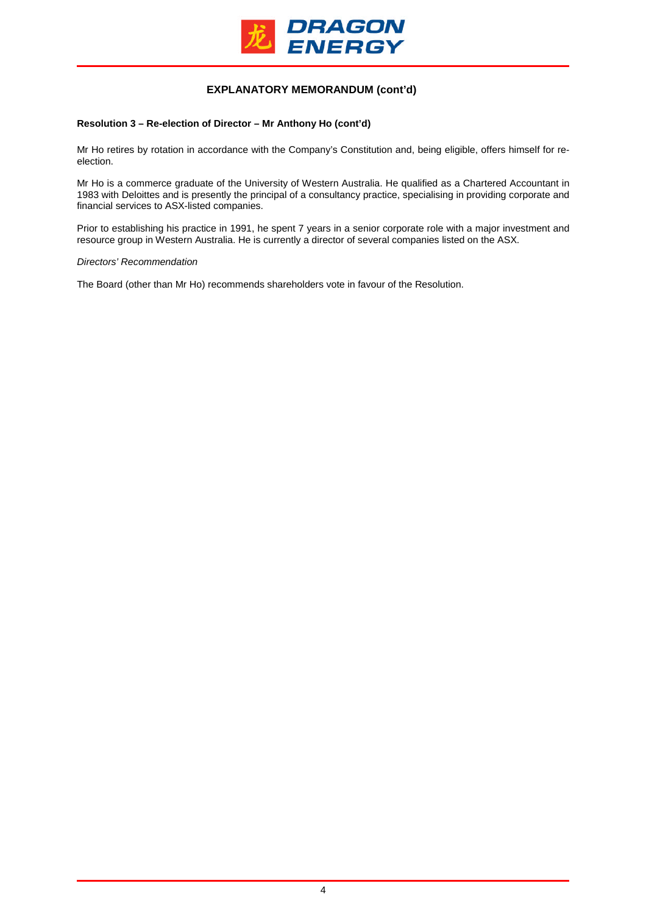## EXPLANATORY MEMORANDUM (cont'd)

**Resolution 3 – Re-election of Director – Mr Anthony Ho (cont'd)**

Mr Ho retires by rotation in accordance with the Company's Constitution and, being eligible, offers himself for re-election.

Mr Ho is a commerce graduate of the University of Western Australia. He qualified as a Chartered Accountant in 1983 with Deloittes and is presently the principal of a consultancy practice, specialising in providing corporate and financial services to ASX-listed companies.

Prior to establishing his practice in 1991, he spent 7 years in a senior corporate role with a major investment and resource group in Western Australia. He is currently a director of several companies listed on the ASX.

*Directors' Recommendation*

The Board (other than Mr Ho) recommends shareholders vote in favour of the Resolution.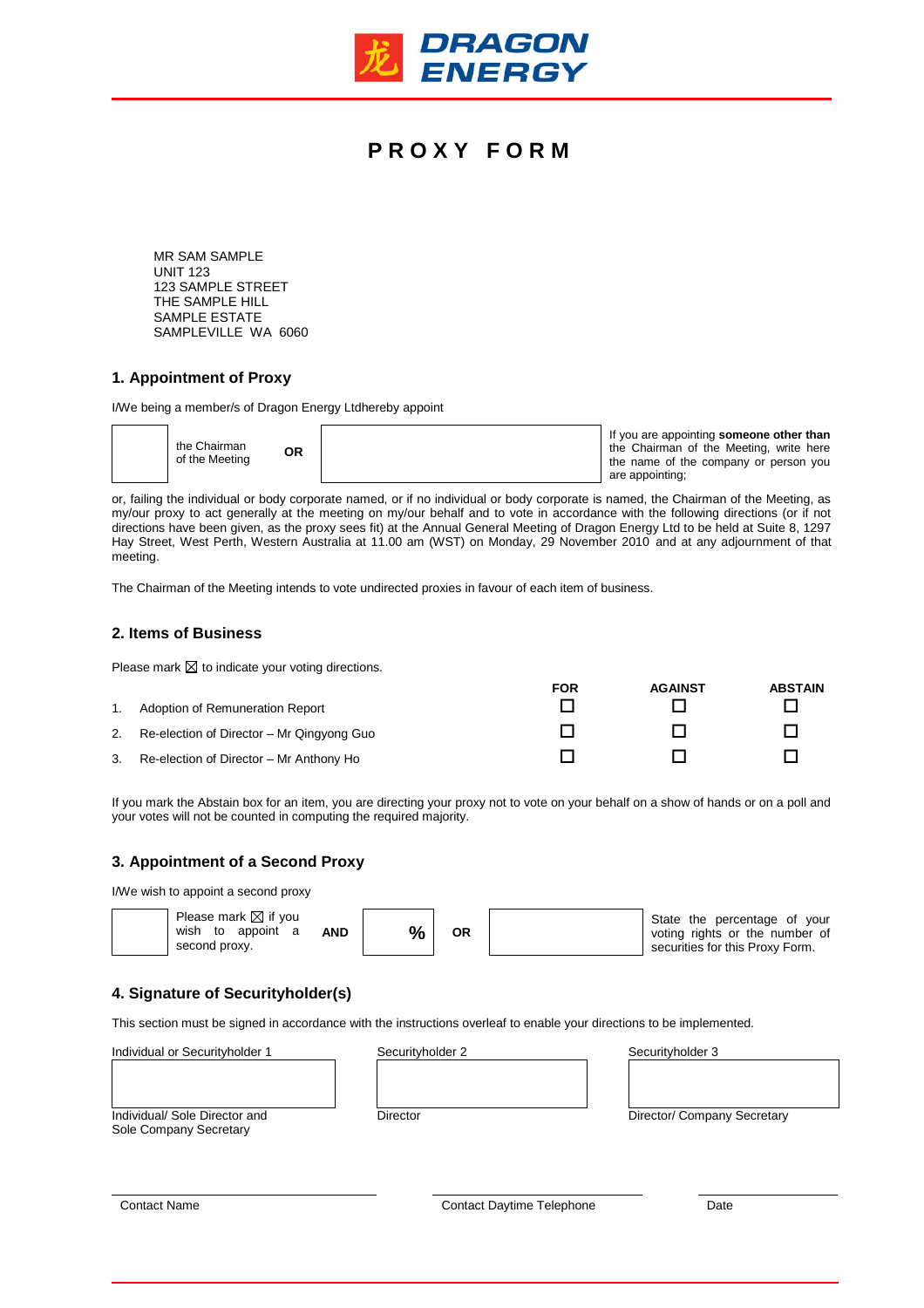# DRAGON ENERGY

## PROXY FORM

MR SAM SAMPLE
UNIT 123
123 SAMPLE STREET
THE SAMPLE HILL
SAMPLE ESTATE
SAMPLEVILLE WA 6060

### 1. Appointment of Proxy

I/We being a member/s of Dragon Energy Ltdhereby appoint

| ☐ | the Chairman of the Meeting | OR | | If you are appointing **someone other than** the Chairman of the Meeting, write here the name of the company or person you are appointing; |
|---|---|---|---|---|

or, failing the individual or body corporate named, or if no individual or body corporate is named, the Chairman of the Meeting, as my/our proxy to act generally at the meeting on my/our behalf and to vote in accordance with the following directions (or if not directions have been given, as the proxy sees fit) at the Annual General Meeting of Dragon Energy Ltd to be held at Suite 8, 1297 Hay Street, West Perth, Western Australia at 11.00 am (WST) on Monday, 29 November 2010 and at any adjournment of that meeting.

The Chairman of the Meeting intends to vote undirected proxies in favour of each item of business.

### 2. Items of Business

Please mark ☒ to indicate your voting directions.

| | | FOR | AGAINST | ABSTAIN |
|---|---|---|---|---|
| 1. | Adoption of Remuneration Report | ☐ | ☐ | ☐ |
| 2. | Re-election of Director – Mr Qingyong Guo | ☐ | ☐ | ☐ |
| 3. | Re-election of Director – Mr Anthony Ho | ☐ | ☐ | ☐ |

If you mark the Abstain box for an item, you are directing your proxy not to vote on your behalf on a show of hands or on a poll and your votes will not be counted in computing the required majority.

### 3. Appointment of a Second Proxy

I/We wish to appoint a second proxy

| ☐ | Please mark ☒ if you wish to appoint a second proxy. | AND | % | OR | | State the percentage of your voting rights or the number of securities for this Proxy Form. |
|---|---|---|---|---|---|---|

### 4. Signature of Securityholder(s)

This section must be signed in accordance with the instructions overleaf to enable your directions to be implemented.

| Individual or Securityholder 1 | Securityholder 2 | Securityholder 3 |
|---|---|---|
| | | |
| Individual/ Sole Director and Sole Company Secretary | Director | Director/ Company Secretary |

| Contact Name | Contact Daytime Telephone | Date |
|---|---|---|
| | | |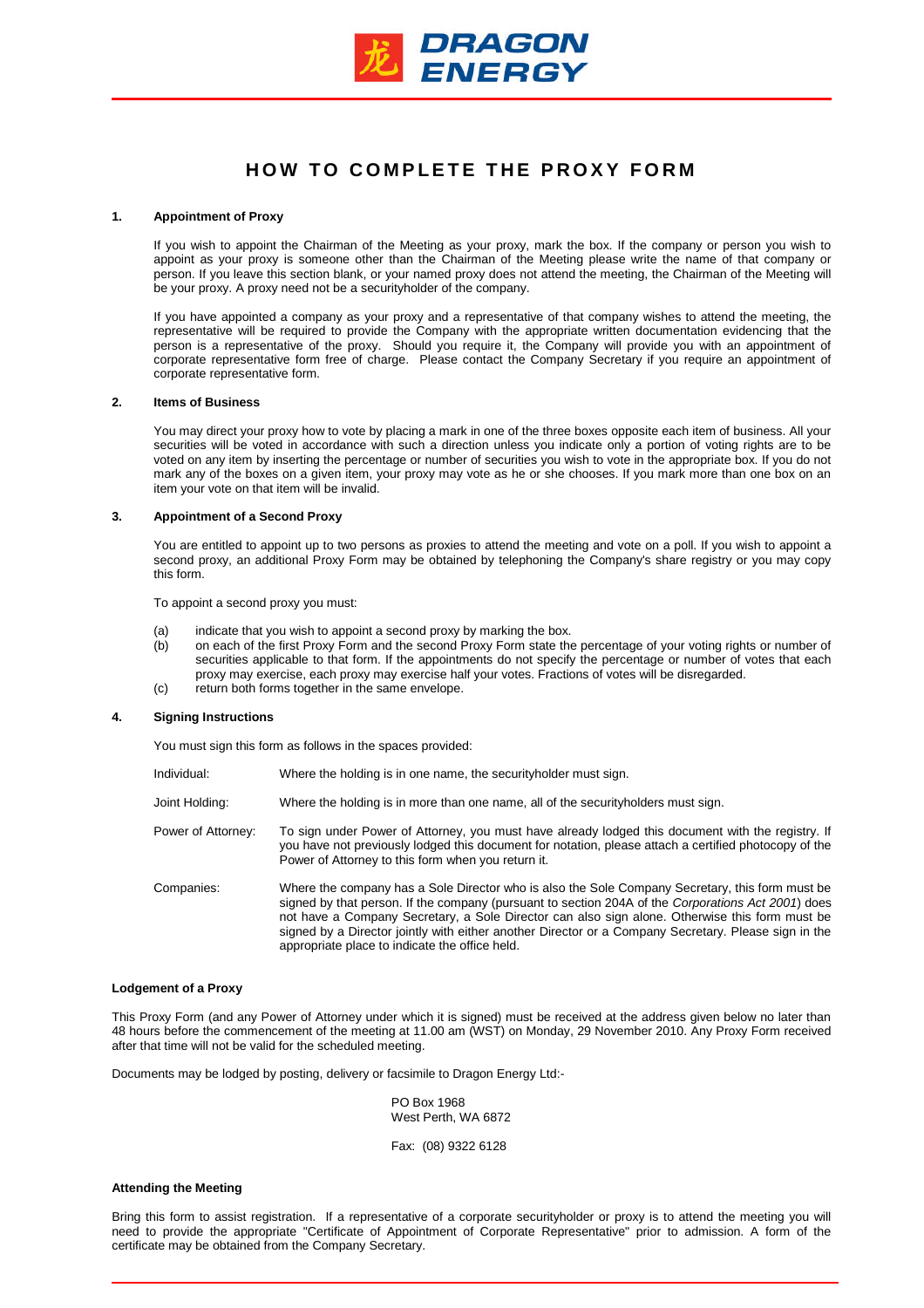# HOW TO COMPLETE THE PROXY FORM

**1. Appointment of Proxy**

If you wish to appoint the Chairman of the Meeting as your proxy, mark the box. If the company or person you wish to appoint as your proxy is someone other than the Chairman of the Meeting please write the name of that company or person. If you leave this section blank, or your named proxy does not attend the meeting, the Chairman of the Meeting will be your proxy. A proxy need not be a securityholder of the company.

If you have appointed a company as your proxy and a representative of that company wishes to attend the meeting, the representative will be required to provide the Company with the appropriate written documentation evidencing that the person is a representative of the proxy. Should you require it, the Company will provide you with an appointment of corporate representative form free of charge. Please contact the Company Secretary if you require an appointment of corporate representative form.

**2. Items of Business**

You may direct your proxy how to vote by placing a mark in one of the three boxes opposite each item of business. All your securities will be voted in accordance with such a direction unless you indicate only a portion of voting rights are to be voted on any item by inserting the percentage or number of securities you wish to vote in the appropriate box. If you do not mark any of the boxes on a given item, your proxy may vote as he or she chooses. If you mark more than one box on an item your vote on that item will be invalid.

**3. Appointment of a Second Proxy**

You are entitled to appoint up to two persons as proxies to attend the meeting and vote on a poll. If you wish to appoint a second proxy, an additional Proxy Form may be obtained by telephoning the Company's share registry or you may copy this form.

To appoint a second proxy you must:

(a) indicate that you wish to appoint a second proxy by marking the box.
(b) on each of the first Proxy Form and the second Proxy Form state the percentage of your voting rights or number of securities applicable to that form. If the appointments do not specify the percentage or number of votes that each proxy may exercise, each proxy may exercise half your votes. Fractions of votes will be disregarded.
(c) return both forms together in the same envelope.

**4. Signing Instructions**

You must sign this form as follows in the spaces provided:

| | |
|---|---|
| Individual: | Where the holding is in one name, the securityholder must sign. |
| Joint Holding: | Where the holding is in more than one name, all of the securityholders must sign. |
| Power of Attorney: | To sign under Power of Attorney, you must have already lodged this document with the registry. If you have not previously lodged this document for notation, please attach a certified photocopy of the Power of Attorney to this form when you return it. |
| Companies: | Where the company has a Sole Director who is also the Sole Company Secretary, this form must be signed by that person. If the company (pursuant to section 204A of the *Corporations Act 2001*) does not have a Company Secretary, a Sole Director can also sign alone. Otherwise this form must be signed by a Director jointly with either another Director or a Company Secretary. Please sign in the appropriate place to indicate the office held. |

**Lodgement of a Proxy**

This Proxy Form (and any Power of Attorney under which it is signed) must be received at the address given below no later than 48 hours before the commencement of the meeting at 11.00 am (WST) on Monday, 29 November 2010. Any Proxy Form received after that time will not be valid for the scheduled meeting.

Documents may be lodged by posting, delivery or facsimile to Dragon Energy Ltd:-

PO Box 1968
West Perth, WA 6872

Fax: (08) 9322 6128

**Attending the Meeting**

Bring this form to assist registration. If a representative of a corporate securityholder or proxy is to attend the meeting you will need to provide the appropriate "Certificate of Appointment of Corporate Representative" prior to admission. A form of the certificate may be obtained from the Company Secretary.